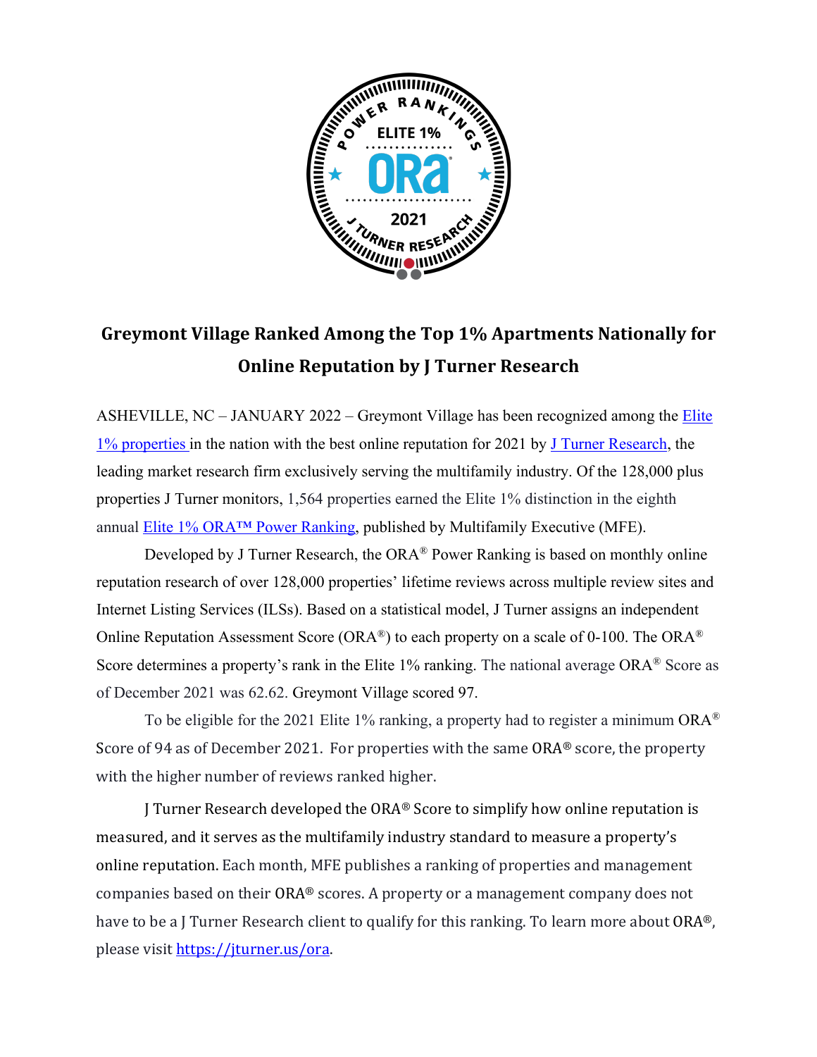# Greymont Village Ranked Among the Top 1% Apartments Nationally for Online Reputation by J Turner Research

ASHEVILLE, NC – JANUARY 2022 – Greymont Village has been recognized among the Elite 1% properties in the nation with the best online reputation for 2021 by J Turner Research, the leading market research firm exclusively serving the multifamily industry. Of the 128,000 plus properties J Turner monitors, 1,564 properties earned the Elite 1% distinction in the eighth annual Elite 1% ORA™ Power Ranking, published by Multifamily Executive (MFE).

Developed by J Turner Research, the ORA® Power Ranking is based on monthly online reputation research of over 128,000 properties' lifetime reviews across multiple review sites and Internet Listing Services (ILSs). Based on a statistical model, J Turner assigns an independent Online Reputation Assessment Score (ORA®) to each property on a scale of 0-100. The ORA® Score determines a property's rank in the Elite 1% ranking. The national average ORA® Score as of December 2021 was 62.62. Greymont Village scored 97.

To be eligible for the 2021 Elite 1% ranking, a property had to register a minimum ORA® Score of 94 as of December 2021. For properties with the same ORA® score, the property with the higher number of reviews ranked higher.

J Turner Research developed the ORA® Score to simplify how online reputation is measured, and it serves as the multifamily industry standard to measure a property's online reputation. Each month, MFE publishes a ranking of properties and management companies based on their ORA® scores. A property or a management company does not have to be a J Turner Research client to qualify for this ranking. To learn more about ORA®, please visit https://jturner.us/ora.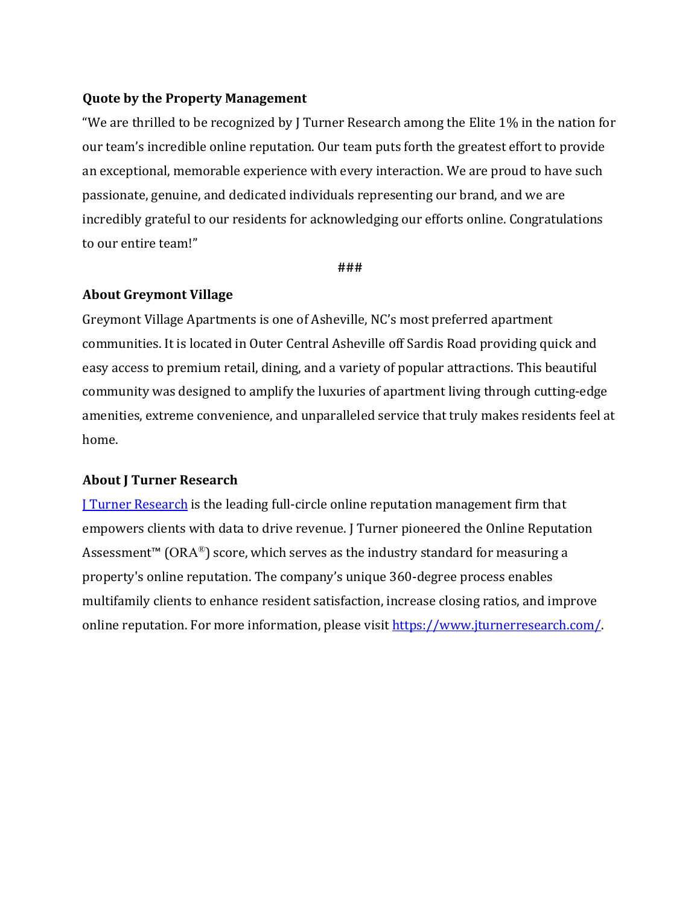**Quote by the Property Management**

"We are thrilled to be recognized by J Turner Research among the Elite 1% in the nation for our team's incredible online reputation. Our team puts forth the greatest effort to provide an exceptional, memorable experience with every interaction. We are proud to have such passionate, genuine, and dedicated individuals representing our brand, and we are incredibly grateful to our residents for acknowledging our efforts online. Congratulations to our entire team!"

###

**About Greymont Village**

Greymont Village Apartments is one of Asheville, NC's most preferred apartment communities. It is located in Outer Central Asheville off Sardis Road providing quick and easy access to premium retail, dining, and a variety of popular attractions. This beautiful community was designed to amplify the luxuries of apartment living through cutting-edge amenities, extreme convenience, and unparalleled service that truly makes residents feel at home.

**About J Turner Research**

[J Turner Research](https://www.jturnerresearch.com/) is the leading full-circle online reputation management firm that empowers clients with data to drive revenue. J Turner pioneered the Online Reputation Assessment™ (ORA®) score, which serves as the industry standard for measuring a property's online reputation. The company's unique 360-degree process enables multifamily clients to enhance resident satisfaction, increase closing ratios, and improve online reputation. For more information, please visit https://www.jturnerresearch.com/.